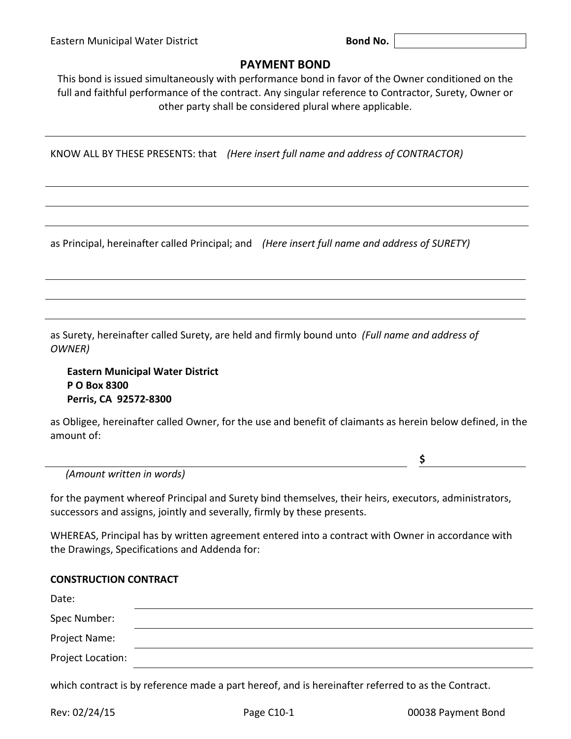Eastern Municipal Water District **Bond No.** ____________

## PAYMENT BOND

This bond is issued simultaneously with performance bond in favor of the Owner conditioned on the full and faithful performance of the contract. Any singular reference to Contractor, Surety, Owner or other party shall be considered plural where applicable.

---

KNOW ALL BY THESE PRESENTS: that *(Here insert full name and address of CONTRACTOR)*

______________________________________________

______________________________________________

______________________________________________

as Principal, hereinafter called Principal; and *(Here insert full name and address of SURETY)*

______________________________________________

______________________________________________

______________________________________________

as Surety, hereinafter called Surety, are held and firmly bound unto *(Full name and address of OWNER)*

**Eastern Municipal Water District**
**P O Box 8300**
**Perris, CA 92572-8300**

as Obligee, hereinafter called Owner, for the use and benefit of claimants as herein below defined, in the amount of:

______________________________________________ **$** ____________

*(Amount written in words)*

for the payment whereof Principal and Surety bind themselves, their heirs, executors, administrators, successors and assigns, jointly and severally, firmly by these presents.

WHEREAS, Principal has by written agreement entered into a contract with Owner in accordance with the Drawings, Specifications and Addenda for:

**CONSTRUCTION CONTRACT**

Date: ______________________________

Spec Number: ______________________________

Project Name: ______________________________

Project Location: ______________________________

which contract is by reference made a part hereof, and is hereinafter referred to as the Contract.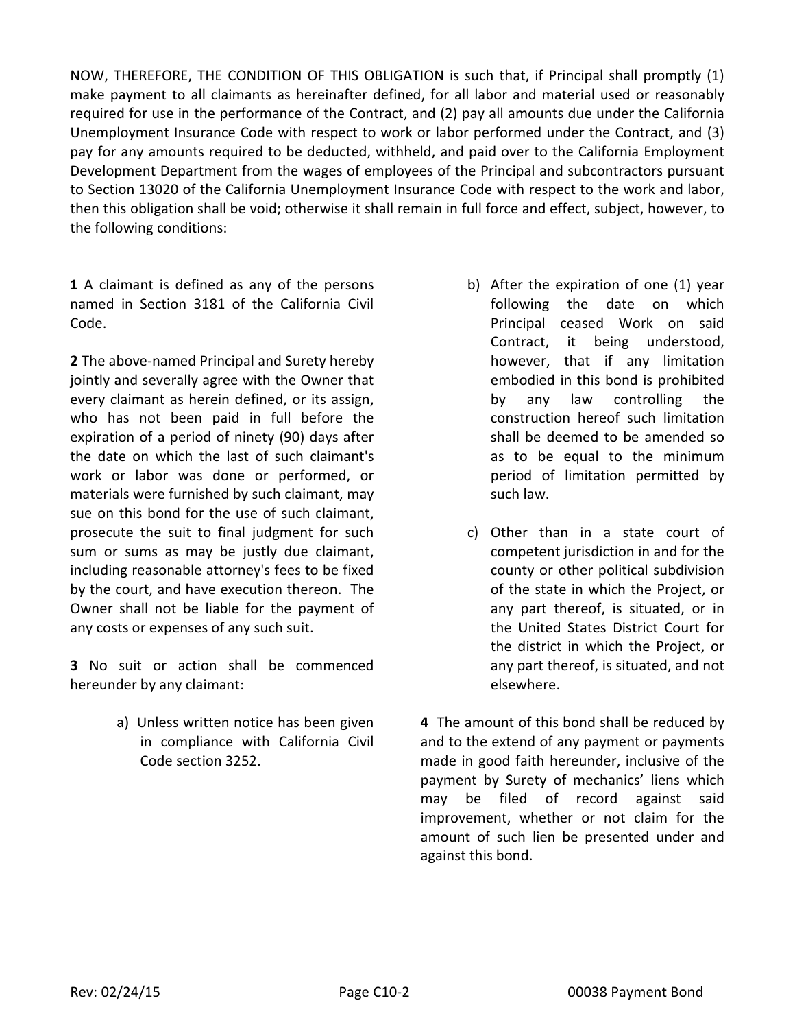NOW, THEREFORE, THE CONDITION OF THIS OBLIGATION is such that, if Principal shall promptly (1) make payment to all claimants as hereinafter defined, for all labor and material used or reasonably required for use in the performance of the Contract, and (2) pay all amounts due under the California Unemployment Insurance Code with respect to work or labor performed under the Contract, and (3) pay for any amounts required to be deducted, withheld, and paid over to the California Employment Development Department from the wages of employees of the Principal and subcontractors pursuant to Section 13020 of the California Unemployment Insurance Code with respect to the work and labor, then this obligation shall be void; otherwise it shall remain in full force and effect, subject, however, to the following conditions:

**1** A claimant is defined as any of the persons named in Section 3181 of the California Civil Code.

**2** The above-named Principal and Surety hereby jointly and severally agree with the Owner that every claimant as herein defined, or its assign, who has not been paid in full before the expiration of a period of ninety (90) days after the date on which the last of such claimant's work or labor was done or performed, or materials were furnished by such claimant, may sue on this bond for the use of such claimant, prosecute the suit to final judgment for such sum or sums as may be justly due claimant, including reasonable attorney's fees to be fixed by the court, and have execution thereon. The Owner shall not be liable for the payment of any costs or expenses of any such suit.

**3** No suit or action shall be commenced hereunder by any claimant:

a) Unless written notice has been given in compliance with California Civil Code section 3252.

b) After the expiration of one (1) year following the date on which Principal ceased Work on said Contract, it being understood, however, that if any limitation embodied in this bond is prohibited by any law controlling the construction hereof such limitation shall be deemed to be amended so as to be equal to the minimum period of limitation permitted by such law.

c) Other than in a state court of competent jurisdiction in and for the county or other political subdivision of the state in which the Project, or any part thereof, is situated, or in the United States District Court for the district in which the Project, or any part thereof, is situated, and not elsewhere.

**4** The amount of this bond shall be reduced by and to the extend of any payment or payments made in good faith hereunder, inclusive of the payment by Surety of mechanics' liens which may be filed of record against said improvement, whether or not claim for the amount of such lien be presented under and against this bond.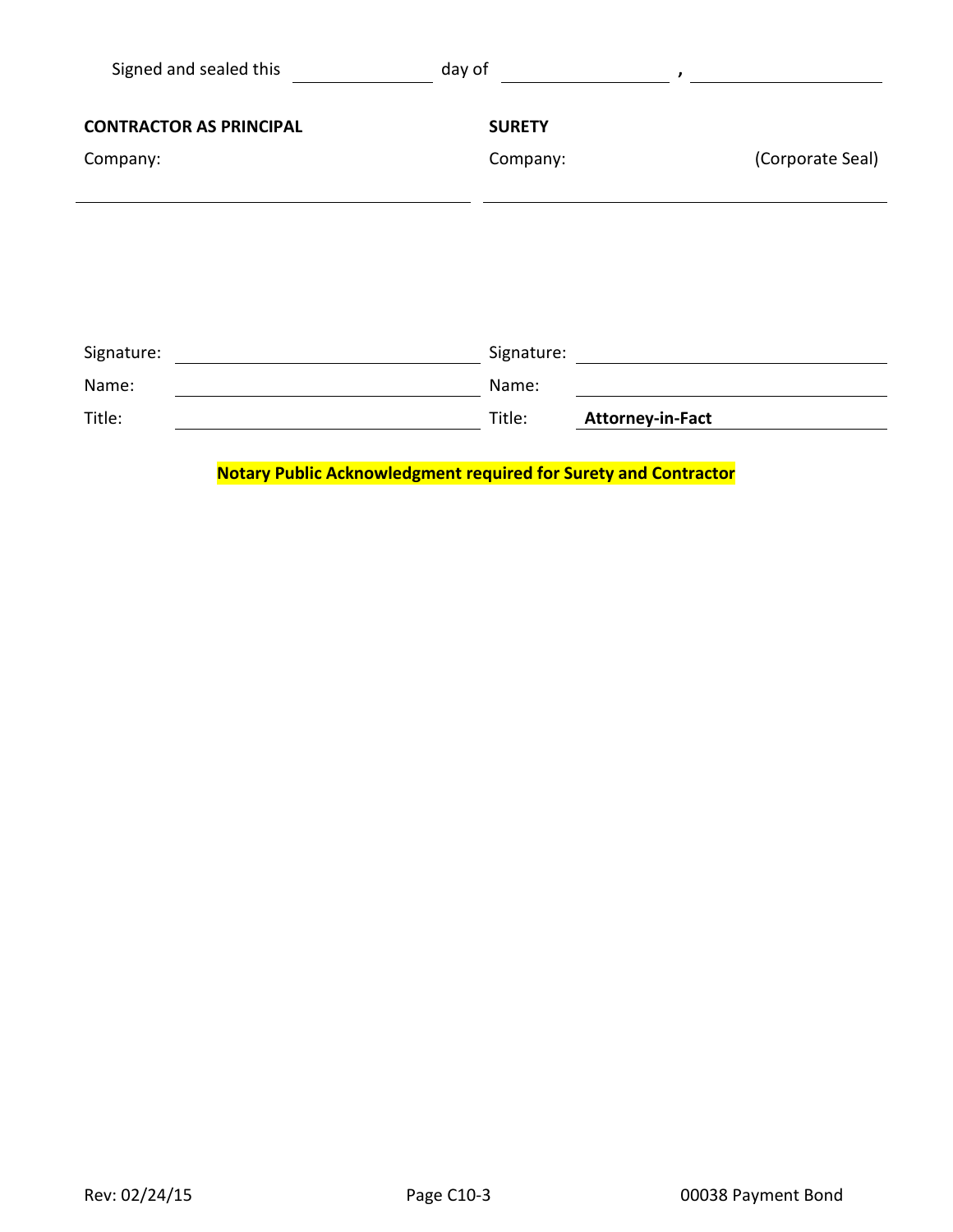Signed and sealed this \_\_\_\_\_\_\_\_\_\_ day of \_\_\_\_\_\_\_\_\_\_\_\_, \_\_\_\_\_\_\_\_\_\_\_\_

| **CONTRACTOR AS PRINCIPAL** | | **SURETY** | |
|---|---|---|---|
| Company: | | Company: | (Corporate Seal) |
| | | | |
| Signature: | | Signature: | |
| Name: | | Name: | |
| Title: | | Title: | **Attorney-in-Fact** |

**Notary Public Acknowledgment required for Surety and Contractor**

Rev: 02/24/15 | Page C10-3 | 00038 Payment Bond